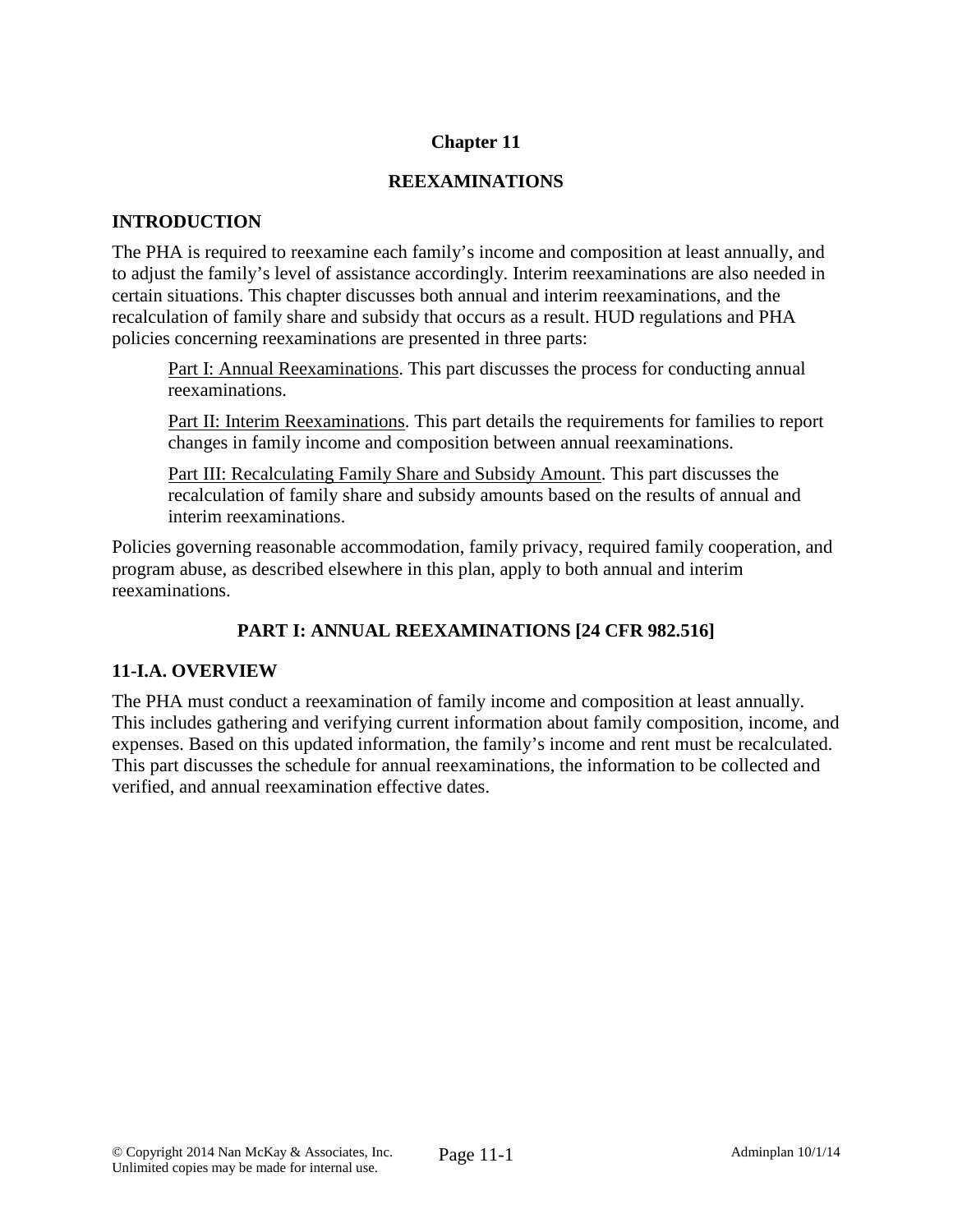# Chapter 11

# REEXAMINATIONS

## INTRODUCTION

The PHA is required to reexamine each family's income and composition at least annually, and to adjust the family's level of assistance accordingly. Interim reexaminations are also needed in certain situations. This chapter discusses both annual and interim reexaminations, and the recalculation of family share and subsidy that occurs as a result. HUD regulations and PHA policies concerning reexaminations are presented in three parts:

> Part I: Annual Reexaminations. This part discusses the process for conducting annual reexaminations.
>
> Part II: Interim Reexaminations. This part details the requirements for families to report changes in family income and composition between annual reexaminations.
>
> Part III: Recalculating Family Share and Subsidy Amount. This part discusses the recalculation of family share and subsidy amounts based on the results of annual and interim reexaminations.

Policies governing reasonable accommodation, family privacy, required family cooperation, and program abuse, as described elsewhere in this plan, apply to both annual and interim reexaminations.

## PART I: ANNUAL REEXAMINATIONS [24 CFR 982.516]

### 11-I.A. OVERVIEW

The PHA must conduct a reexamination of family income and composition at least annually. This includes gathering and verifying current information about family composition, income, and expenses. Based on this updated information, the family's income and rent must be recalculated. This part discusses the schedule for annual reexaminations, the information to be collected and verified, and annual reexamination effective dates.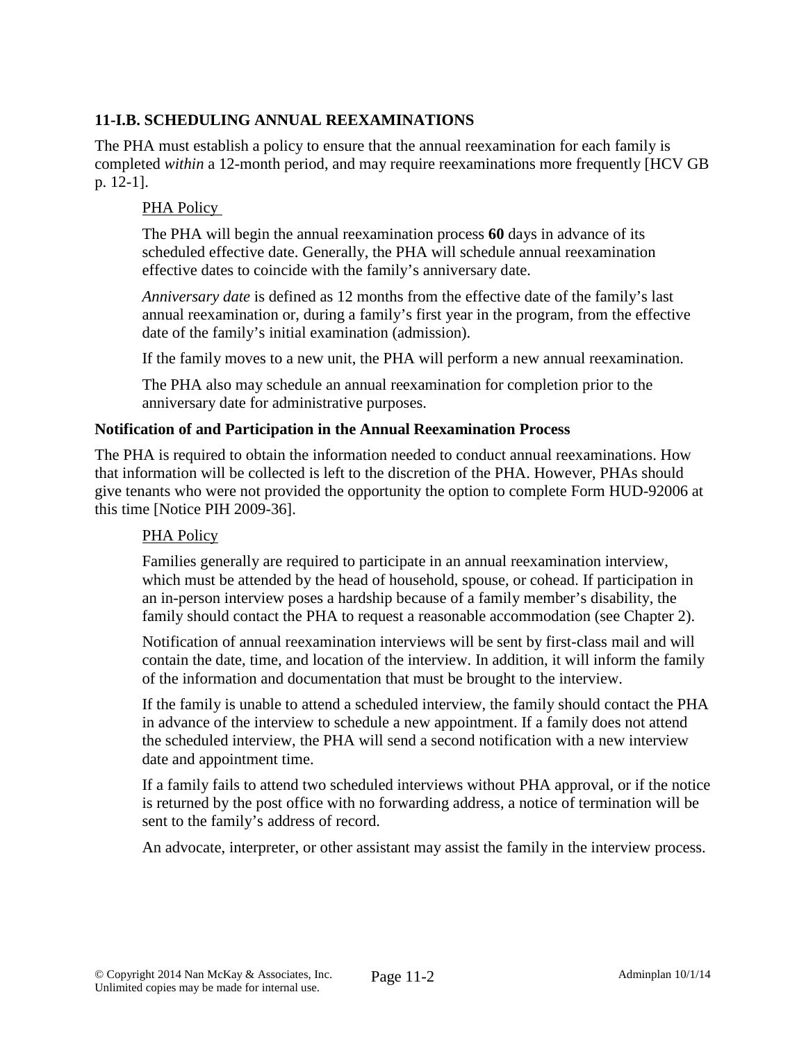### 11-I.B. SCHEDULING ANNUAL REEXAMINATIONS

The PHA must establish a policy to ensure that the annual reexamination for each family is completed *within* a 12-month period, and may require reexaminations more frequently [HCV GB p. 12-1].

PHA Policy

The PHA will begin the annual reexamination process **60** days in advance of its scheduled effective date. Generally, the PHA will schedule annual reexamination effective dates to coincide with the family's anniversary date.

*Anniversary date* is defined as 12 months from the effective date of the family's last annual reexamination or, during a family's first year in the program, from the effective date of the family's initial examination (admission).

If the family moves to a new unit, the PHA will perform a new annual reexamination.

The PHA also may schedule an annual reexamination for completion prior to the anniversary date for administrative purposes.

**Notification of and Participation in the Annual Reexamination Process**

The PHA is required to obtain the information needed to conduct annual reexaminations. How that information will be collected is left to the discretion of the PHA. However, PHAs should give tenants who were not provided the opportunity the option to complete Form HUD-92006 at this time [Notice PIH 2009-36].

PHA Policy

Families generally are required to participate in an annual reexamination interview, which must be attended by the head of household, spouse, or cohead. If participation in an in-person interview poses a hardship because of a family member's disability, the family should contact the PHA to request a reasonable accommodation (see Chapter 2).

Notification of annual reexamination interviews will be sent by first-class mail and will contain the date, time, and location of the interview. In addition, it will inform the family of the information and documentation that must be brought to the interview.

If the family is unable to attend a scheduled interview, the family should contact the PHA in advance of the interview to schedule a new appointment. If a family does not attend the scheduled interview, the PHA will send a second notification with a new interview date and appointment time.

If a family fails to attend two scheduled interviews without PHA approval, or if the notice is returned by the post office with no forwarding address, a notice of termination will be sent to the family's address of record.

An advocate, interpreter, or other assistant may assist the family in the interview process.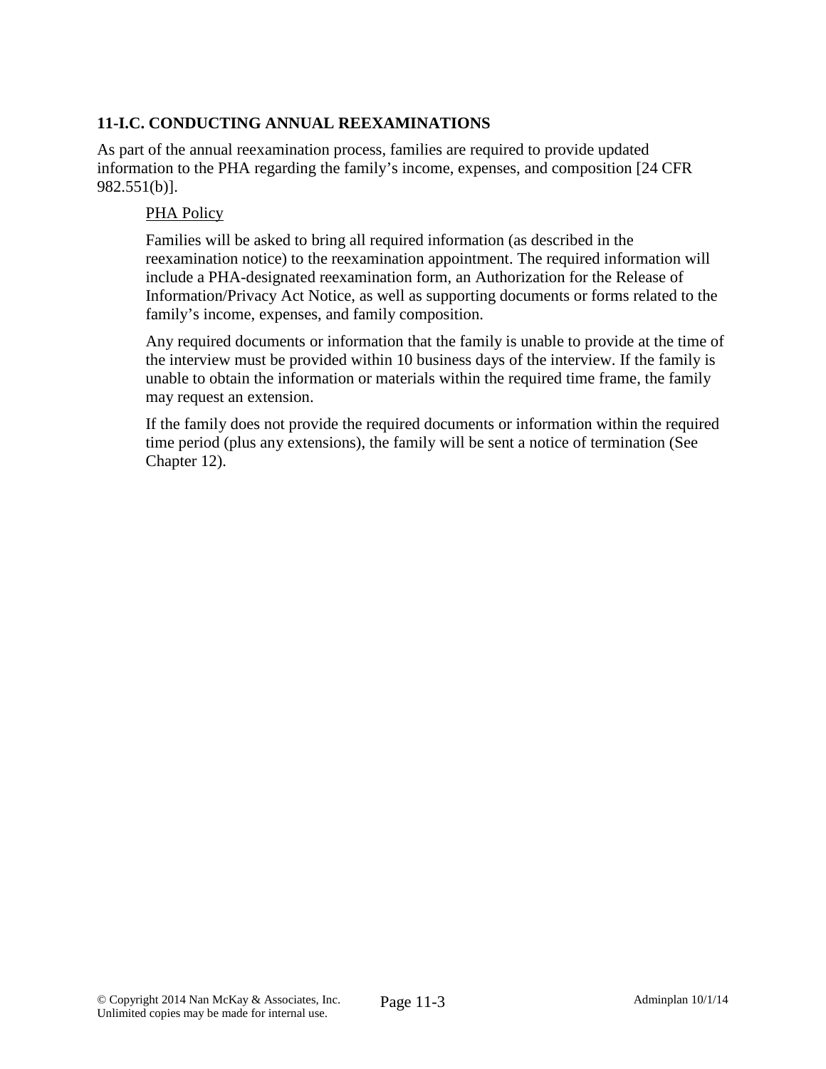## 11-I.C. CONDUCTING ANNUAL REEXAMINATIONS

As part of the annual reexamination process, families are required to provide updated information to the PHA regarding the family's income, expenses, and composition [24 CFR 982.551(b)].

<u>PHA Policy</u>

Families will be asked to bring all required information (as described in the reexamination notice) to the reexamination appointment. The required information will include a PHA-designated reexamination form, an Authorization for the Release of Information/Privacy Act Notice, as well as supporting documents or forms related to the family's income, expenses, and family composition.

Any required documents or information that the family is unable to provide at the time of the interview must be provided within 10 business days of the interview. If the family is unable to obtain the information or materials within the required time frame, the family may request an extension.

If the family does not provide the required documents or information within the required time period (plus any extensions), the family will be sent a notice of termination (See Chapter 12).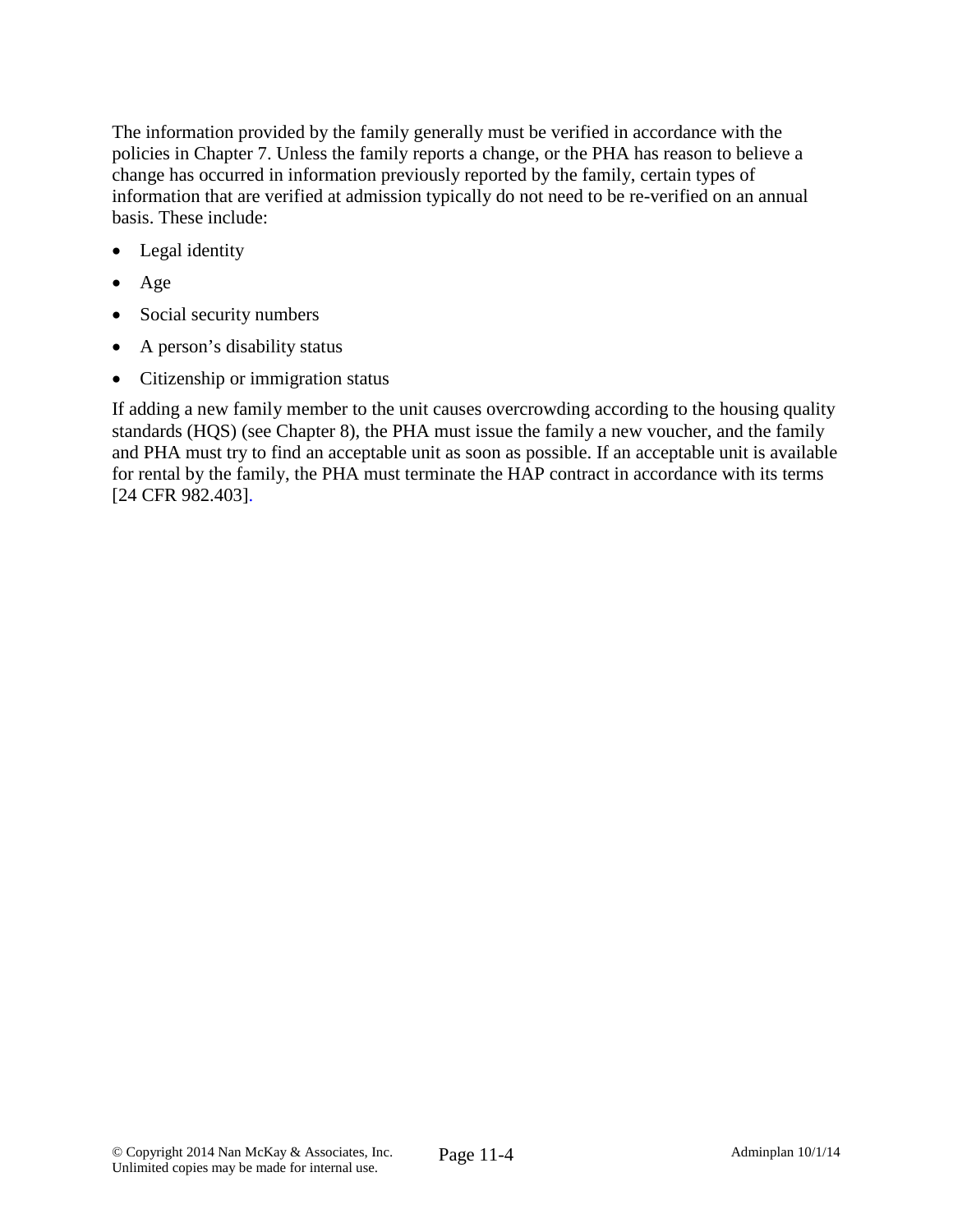The information provided by the family generally must be verified in accordance with the policies in Chapter 7. Unless the family reports a change, or the PHA has reason to believe a change has occurred in information previously reported by the family, certain types of information that are verified at admission typically do not need to be re-verified on an annual basis. These include:

- Legal identity
- Age
- Social security numbers
- A person's disability status
- Citizenship or immigration status

If adding a new family member to the unit causes overcrowding according to the housing quality standards (HQS) (see Chapter 8), the PHA must issue the family a new voucher, and the family and PHA must try to find an acceptable unit as soon as possible. If an acceptable unit is available for rental by the family, the PHA must terminate the HAP contract in accordance with its terms [24 CFR 982.403].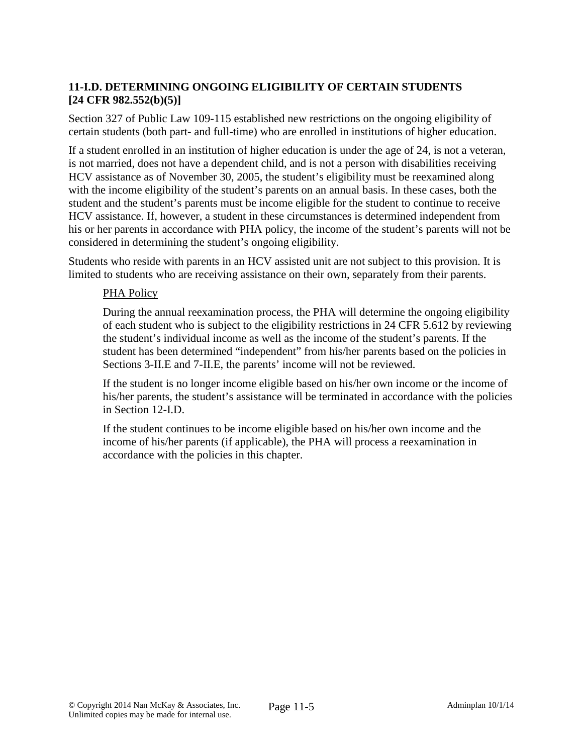### 11-I.D. DETERMINING ONGOING ELIGIBILITY OF CERTAIN STUDENTS [24 CFR 982.552(b)(5)]

Section 327 of Public Law 109-115 established new restrictions on the ongoing eligibility of certain students (both part- and full-time) who are enrolled in institutions of higher education.

If a student enrolled in an institution of higher education is under the age of 24, is not a veteran, is not married, does not have a dependent child, and is not a person with disabilities receiving HCV assistance as of November 30, 2005, the student's eligibility must be reexamined along with the income eligibility of the student's parents on an annual basis. In these cases, both the student and the student's parents must be income eligible for the student to continue to receive HCV assistance. If, however, a student in these circumstances is determined independent from his or her parents in accordance with PHA policy, the income of the student's parents will not be considered in determining the student's ongoing eligibility.

Students who reside with parents in an HCV assisted unit are not subject to this provision. It is limited to students who are receiving assistance on their own, separately from their parents.

> <u>PHA Policy</u>
>
> During the annual reexamination process, the PHA will determine the ongoing eligibility of each student who is subject to the eligibility restrictions in 24 CFR 5.612 by reviewing the student's individual income as well as the income of the student's parents. If the student has been determined "independent" from his/her parents based on the policies in Sections 3-II.E and 7-II.E, the parents' income will not be reviewed.
>
> If the student is no longer income eligible based on his/her own income or the income of his/her parents, the student's assistance will be terminated in accordance with the policies in Section 12-I.D.
>
> If the student continues to be income eligible based on his/her own income and the income of his/her parents (if applicable), the PHA will process a reexamination in accordance with the policies in this chapter.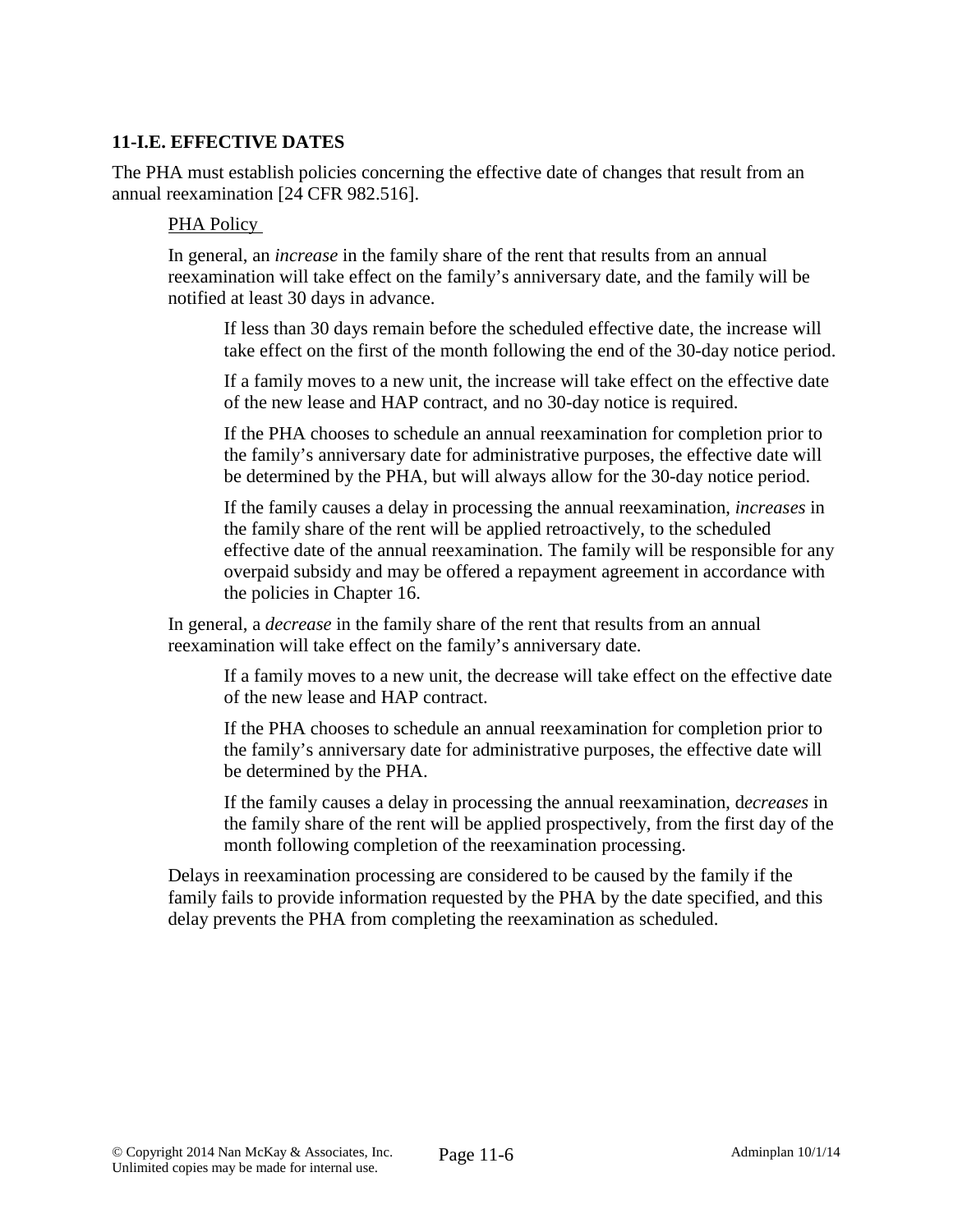### 11-I.E. EFFECTIVE DATES

The PHA must establish policies concerning the effective date of changes that result from an annual reexamination [24 CFR 982.516].

> PHA Policy
>
> In general, an *increase* in the family share of the rent that results from an annual reexamination will take effect on the family's anniversary date, and the family will be notified at least 30 days in advance.
>
> > If less than 30 days remain before the scheduled effective date, the increase will take effect on the first of the month following the end of the 30-day notice period.
> >
> > If a family moves to a new unit, the increase will take effect on the effective date of the new lease and HAP contract, and no 30-day notice is required.
> >
> > If the PHA chooses to schedule an annual reexamination for completion prior to the family's anniversary date for administrative purposes, the effective date will be determined by the PHA, but will always allow for the 30-day notice period.
> >
> > If the family causes a delay in processing the annual reexamination, *increases* in the family share of the rent will be applied retroactively, to the scheduled effective date of the annual reexamination. The family will be responsible for any overpaid subsidy and may be offered a repayment agreement in accordance with the policies in Chapter 16.
>
> In general, a *decrease* in the family share of the rent that results from an annual reexamination will take effect on the family's anniversary date.
>
> > If a family moves to a new unit, the decrease will take effect on the effective date of the new lease and HAP contract.
> >
> > If the PHA chooses to schedule an annual reexamination for completion prior to the family's anniversary date for administrative purposes, the effective date will be determined by the PHA.
> >
> > If the family causes a delay in processing the annual reexamination, d*ecreases* in the family share of the rent will be applied prospectively, from the first day of the month following completion of the reexamination processing.
>
> Delays in reexamination processing are considered to be caused by the family if the family fails to provide information requested by the PHA by the date specified, and this delay prevents the PHA from completing the reexamination as scheduled.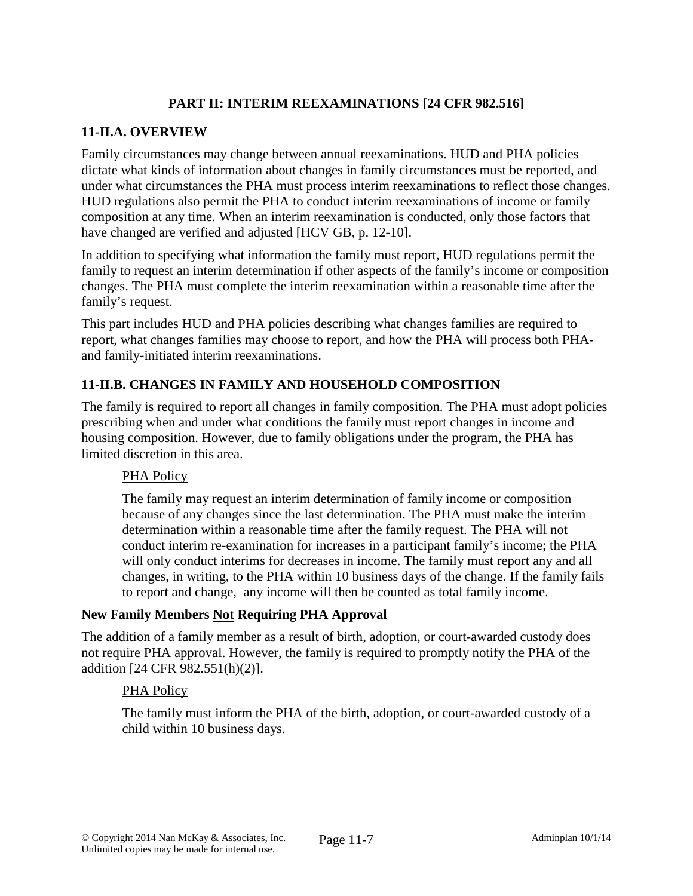## PART II: INTERIM REEXAMINATIONS [24 CFR 982.516]

### 11-II.A. OVERVIEW

Family circumstances may change between annual reexaminations. HUD and PHA policies dictate what kinds of information about changes in family circumstances must be reported, and under what circumstances the PHA must process interim reexaminations to reflect those changes. HUD regulations also permit the PHA to conduct interim reexaminations of income or family composition at any time. When an interim reexamination is conducted, only those factors that have changed are verified and adjusted [HCV GB, p. 12-10].

In addition to specifying what information the family must report, HUD regulations permit the family to request an interim determination if other aspects of the family's income or composition changes. The PHA must complete the interim reexamination within a reasonable time after the family's request.

This part includes HUD and PHA policies describing what changes families are required to report, what changes families may choose to report, and how the PHA will process both PHA- and family-initiated interim reexaminations.

### 11-II.B. CHANGES IN FAMILY AND HOUSEHOLD COMPOSITION

The family is required to report all changes in family composition. The PHA must adopt policies prescribing when and under what conditions the family must report changes in income and housing composition. However, due to family obligations under the program, the PHA has limited discretion in this area.

PHA Policy

The family may request an interim determination of family income or composition because of any changes since the last determination. The PHA must make the interim determination within a reasonable time after the family request. The PHA will not conduct interim re-examination for increases in a participant family's income; the PHA will only conduct interims for decreases in income. The family must report any and all changes, in writing, to the PHA within 10 business days of the change. If the family fails to report and change, any income will then be counted as total family income.

**New Family Members Not Requiring PHA Approval**

The addition of a family member as a result of birth, adoption, or court-awarded custody does not require PHA approval. However, the family is required to promptly notify the PHA of the addition [24 CFR 982.551(h)(2)].

PHA Policy

The family must inform the PHA of the birth, adoption, or court-awarded custody of a child within 10 business days.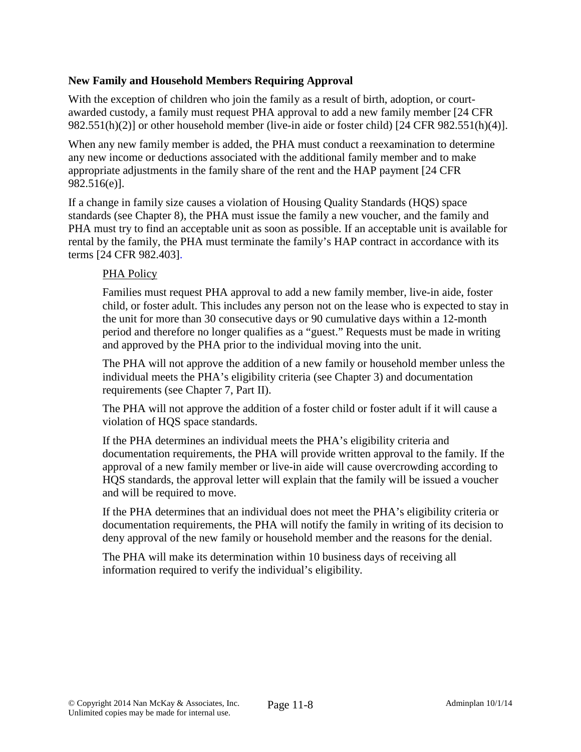**New Family and Household Members Requiring Approval**

With the exception of children who join the family as a result of birth, adoption, or court-awarded custody, a family must request PHA approval to add a new family member [24 CFR 982.551(h)(2)] or other household member (live-in aide or foster child) [24 CFR 982.551(h)(4)].

When any new family member is added, the PHA must conduct a reexamination to determine any new income or deductions associated with the additional family member and to make appropriate adjustments in the family share of the rent and the HAP payment [24 CFR 982.516(e)].

If a change in family size causes a violation of Housing Quality Standards (HQS) space standards (see Chapter 8), the PHA must issue the family a new voucher, and the family and PHA must try to find an acceptable unit as soon as possible. If an acceptable unit is available for rental by the family, the PHA must terminate the family's HAP contract in accordance with its terms [24 CFR 982.403].

> PHA Policy
>
> Families must request PHA approval to add a new family member, live-in aide, foster child, or foster adult. This includes any person not on the lease who is expected to stay in the unit for more than 30 consecutive days or 90 cumulative days within a 12-month period and therefore no longer qualifies as a "guest." Requests must be made in writing and approved by the PHA prior to the individual moving into the unit.
>
> The PHA will not approve the addition of a new family or household member unless the individual meets the PHA's eligibility criteria (see Chapter 3) and documentation requirements (see Chapter 7, Part II).
>
> The PHA will not approve the addition of a foster child or foster adult if it will cause a violation of HQS space standards.
>
> If the PHA determines an individual meets the PHA's eligibility criteria and documentation requirements, the PHA will provide written approval to the family. If the approval of a new family member or live-in aide will cause overcrowding according to HQS standards, the approval letter will explain that the family will be issued a voucher and will be required to move.
>
> If the PHA determines that an individual does not meet the PHA's eligibility criteria or documentation requirements, the PHA will notify the family in writing of its decision to deny approval of the new family or household member and the reasons for the denial.
>
> The PHA will make its determination within 10 business days of receiving all information required to verify the individual's eligibility.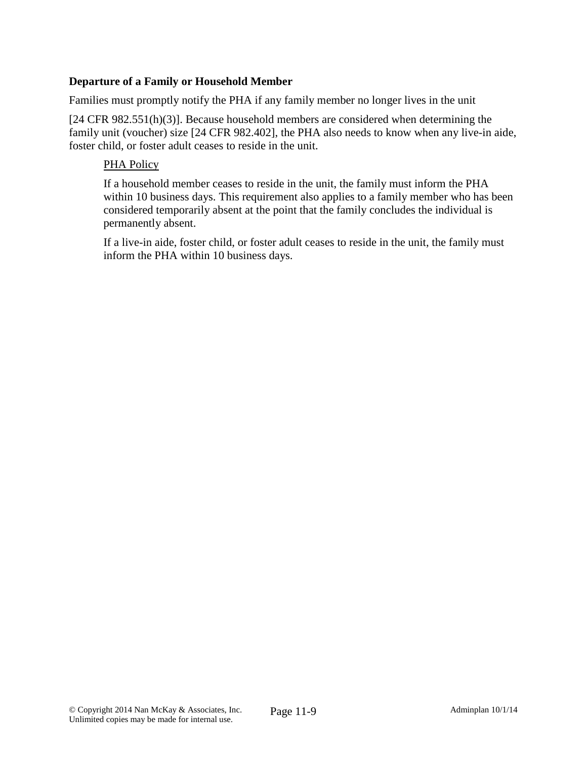**Departure of a Family or Household Member**

Families must promptly notify the PHA if any family member no longer lives in the unit

[24 CFR 982.551(h)(3)]. Because household members are considered when determining the family unit (voucher) size [24 CFR 982.402], the PHA also needs to know when any live-in aide, foster child, or foster adult ceases to reside in the unit.

> PHA Policy
>
> If a household member ceases to reside in the unit, the family must inform the PHA within 10 business days. This requirement also applies to a family member who has been considered temporarily absent at the point that the family concludes the individual is permanently absent.
>
> If a live-in aide, foster child, or foster adult ceases to reside in the unit, the family must inform the PHA within 10 business days.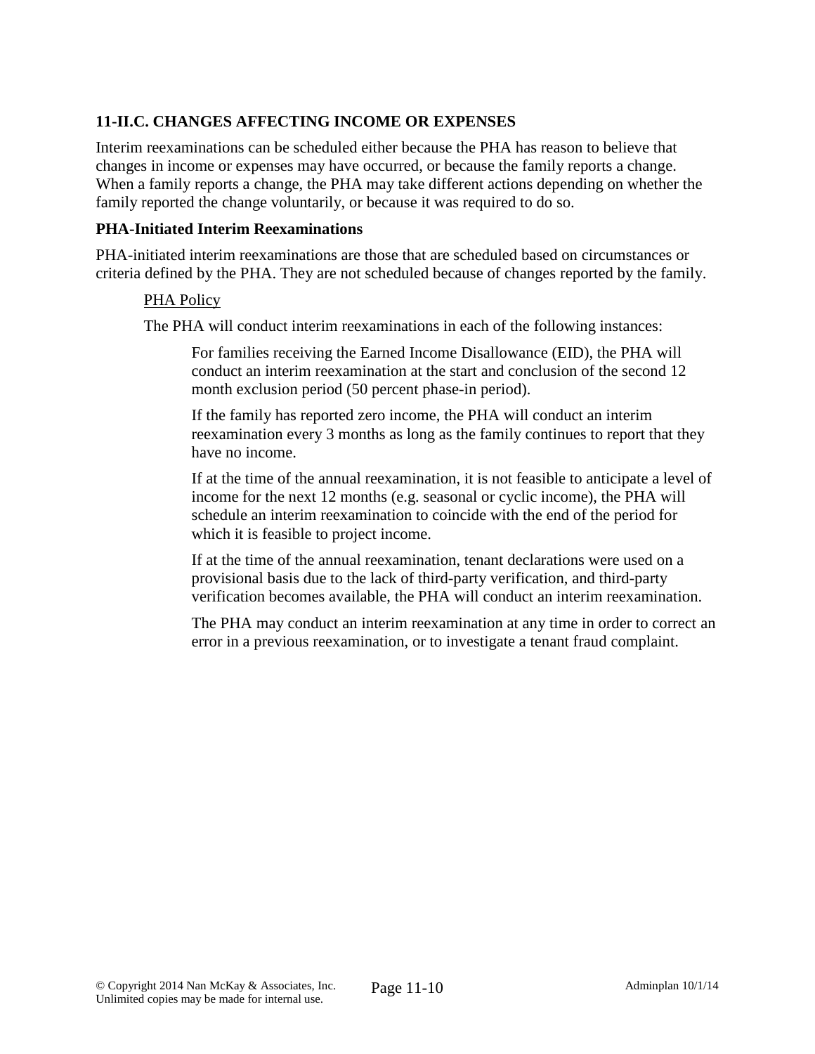## 11-II.C. CHANGES AFFECTING INCOME OR EXPENSES

Interim reexaminations can be scheduled either because the PHA has reason to believe that changes in income or expenses may have occurred, or because the family reports a change. When a family reports a change, the PHA may take different actions depending on whether the family reported the change voluntarily, or because it was required to do so.

### PHA-Initiated Interim Reexaminations

PHA-initiated interim reexaminations are those that are scheduled based on circumstances or criteria defined by the PHA. They are not scheduled because of changes reported by the family.

PHA Policy

The PHA will conduct interim reexaminations in each of the following instances:

For families receiving the Earned Income Disallowance (EID), the PHA will conduct an interim reexamination at the start and conclusion of the second 12 month exclusion period (50 percent phase-in period).

If the family has reported zero income, the PHA will conduct an interim reexamination every 3 months as long as the family continues to report that they have no income.

If at the time of the annual reexamination, it is not feasible to anticipate a level of income for the next 12 months (e.g. seasonal or cyclic income), the PHA will schedule an interim reexamination to coincide with the end of the period for which it is feasible to project income.

If at the time of the annual reexamination, tenant declarations were used on a provisional basis due to the lack of third-party verification, and third-party verification becomes available, the PHA will conduct an interim reexamination.

The PHA may conduct an interim reexamination at any time in order to correct an error in a previous reexamination, or to investigate a tenant fraud complaint.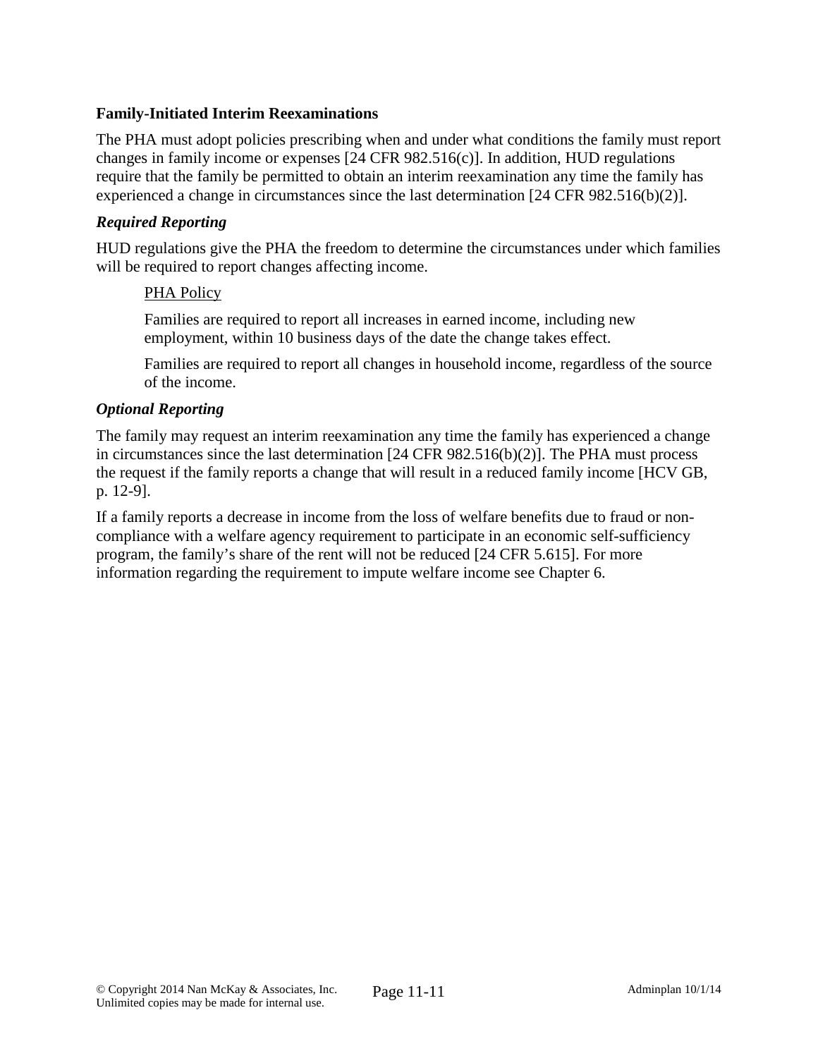**Family-Initiated Interim Reexaminations**

The PHA must adopt policies prescribing when and under what conditions the family must report changes in family income or expenses [24 CFR 982.516(c)]. In addition, HUD regulations require that the family be permitted to obtain an interim reexamination any time the family has experienced a change in circumstances since the last determination [24 CFR 982.516(b)(2)].

***Required Reporting***

HUD regulations give the PHA the freedom to determine the circumstances under which families will be required to report changes affecting income.

> <u>PHA Policy</u>
>
> Families are required to report all increases in earned income, including new employment, within 10 business days of the date the change takes effect.
>
> Families are required to report all changes in household income, regardless of the source of the income.

***Optional Reporting***

The family may request an interim reexamination any time the family has experienced a change in circumstances since the last determination [24 CFR 982.516(b)(2)]. The PHA must process the request if the family reports a change that will result in a reduced family income [HCV GB, p. 12-9].

If a family reports a decrease in income from the loss of welfare benefits due to fraud or non-compliance with a welfare agency requirement to participate in an economic self-sufficiency program, the family's share of the rent will not be reduced [24 CFR 5.615]. For more information regarding the requirement to impute welfare income see Chapter 6.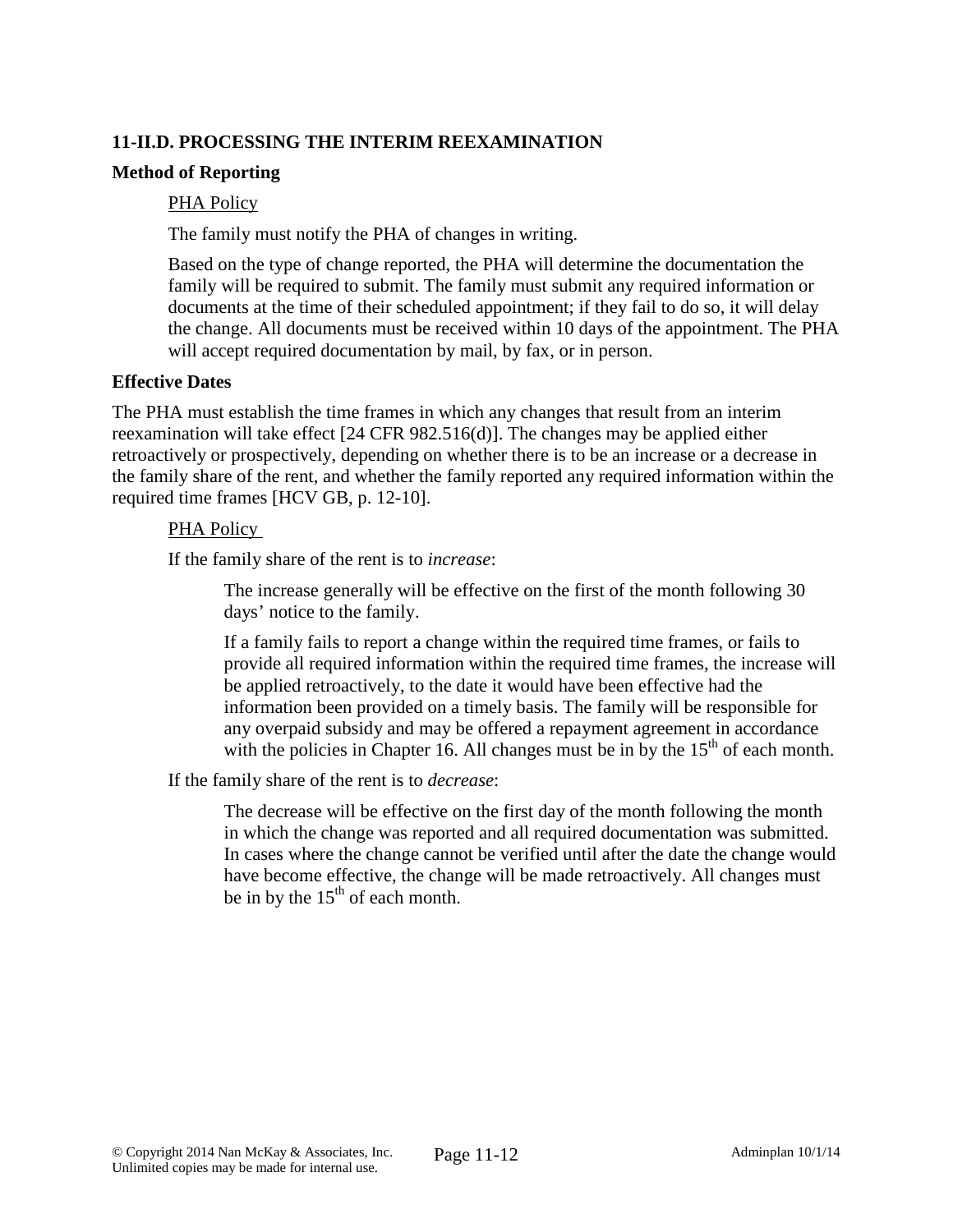### 11-II.D. PROCESSING THE INTERIM REEXAMINATION

**Method of Reporting**

PHA Policy

The family must notify the PHA of changes in writing.

Based on the type of change reported, the PHA will determine the documentation the family will be required to submit. The family must submit any required information or documents at the time of their scheduled appointment; if they fail to do so, it will delay the change. All documents must be received within 10 days of the appointment. The PHA will accept required documentation by mail, by fax, or in person.

**Effective Dates**

The PHA must establish the time frames in which any changes that result from an interim reexamination will take effect [24 CFR 982.516(d)]. The changes may be applied either retroactively or prospectively, depending on whether there is to be an increase or a decrease in the family share of the rent, and whether the family reported any required information within the required time frames [HCV GB, p. 12-10].

PHA Policy

If the family share of the rent is to *increase*:

The increase generally will be effective on the first of the month following 30 days' notice to the family.

If a family fails to report a change within the required time frames, or fails to provide all required information within the required time frames, the increase will be applied retroactively, to the date it would have been effective had the information been provided on a timely basis. The family will be responsible for any overpaid subsidy and may be offered a repayment agreement in accordance with the policies in Chapter 16. All changes must be in by the 15th of each month.

If the family share of the rent is to *decrease*:

The decrease will be effective on the first day of the month following the month in which the change was reported and all required documentation was submitted. In cases where the change cannot be verified until after the date the change would have become effective, the change will be made retroactively. All changes must be in by the 15th of each month.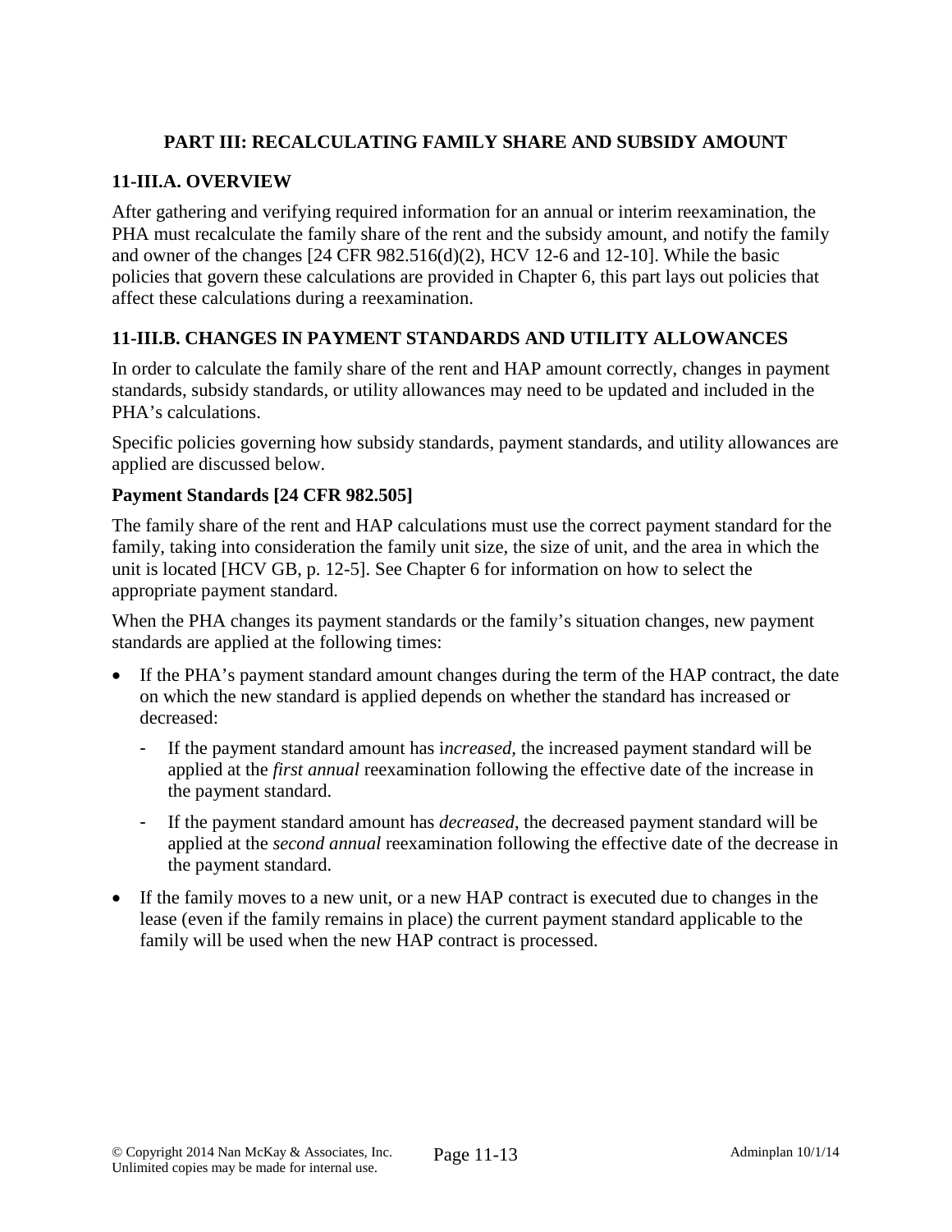## PART III: RECALCULATING FAMILY SHARE AND SUBSIDY AMOUNT

### 11-III.A. OVERVIEW

After gathering and verifying required information for an annual or interim reexamination, the PHA must recalculate the family share of the rent and the subsidy amount, and notify the family and owner of the changes [24 CFR 982.516(d)(2), HCV 12-6 and 12-10]. While the basic policies that govern these calculations are provided in Chapter 6, this part lays out policies that affect these calculations during a reexamination.

### 11-III.B. CHANGES IN PAYMENT STANDARDS AND UTILITY ALLOWANCES

In order to calculate the family share of the rent and HAP amount correctly, changes in payment standards, subsidy standards, or utility allowances may need to be updated and included in the PHA's calculations.

Specific policies governing how subsidy standards, payment standards, and utility allowances are applied are discussed below.

**Payment Standards [24 CFR 982.505]**

The family share of the rent and HAP calculations must use the correct payment standard for the family, taking into consideration the family unit size, the size of unit, and the area in which the unit is located [HCV GB, p. 12-5]. See Chapter 6 for information on how to select the appropriate payment standard.

When the PHA changes its payment standards or the family's situation changes, new payment standards are applied at the following times:

- If the PHA's payment standard amount changes during the term of the HAP contract, the date on which the new standard is applied depends on whether the standard has increased or decreased:
  - If the payment standard amount has i*ncreased*, the increased payment standard will be applied at the *first annual* reexamination following the effective date of the increase in the payment standard.
  - If the payment standard amount has *decreased*, the decreased payment standard will be applied at the *second annual* reexamination following the effective date of the decrease in the payment standard.
- If the family moves to a new unit, or a new HAP contract is executed due to changes in the lease (even if the family remains in place) the current payment standard applicable to the family will be used when the new HAP contract is processed.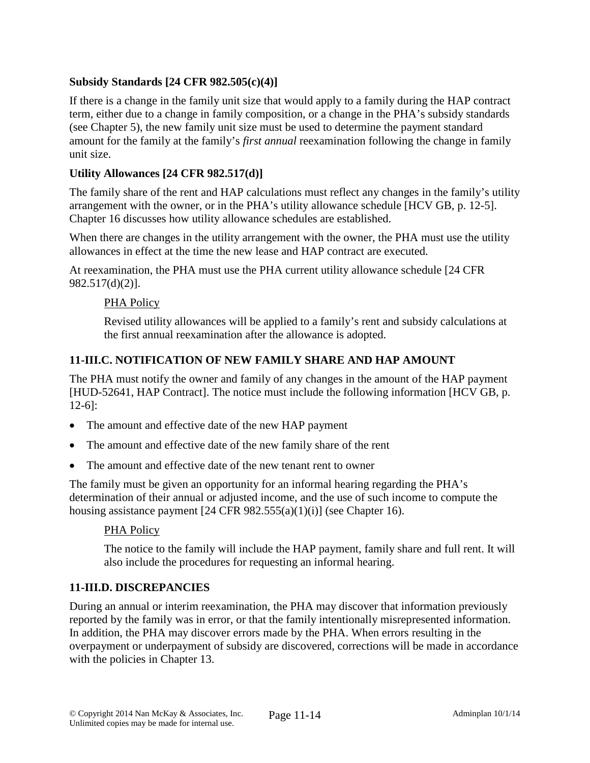### Subsidy Standards [24 CFR 982.505(c)(4)]

If there is a change in the family unit size that would apply to a family during the HAP contract term, either due to a change in family composition, or a change in the PHA's subsidy standards (see Chapter 5), the new family unit size must be used to determine the payment standard amount for the family at the family's *first annual* reexamination following the change in family unit size.

### Utility Allowances [24 CFR 982.517(d)]

The family share of the rent and HAP calculations must reflect any changes in the family's utility arrangement with the owner, or in the PHA's utility allowance schedule [HCV GB, p. 12-5]. Chapter 16 discusses how utility allowance schedules are established.

When there are changes in the utility arrangement with the owner, the PHA must use the utility allowances in effect at the time the new lease and HAP contract are executed.

At reexamination, the PHA must use the PHA current utility allowance schedule [24 CFR 982.517(d)(2)].

> <u>PHA Policy</u>
>
> Revised utility allowances will be applied to a family's rent and subsidy calculations at the first annual reexamination after the allowance is adopted.

## 11-III.C. NOTIFICATION OF NEW FAMILY SHARE AND HAP AMOUNT

The PHA must notify the owner and family of any changes in the amount of the HAP payment [HUD-52641, HAP Contract]. The notice must include the following information [HCV GB, p. 12-6]:

- The amount and effective date of the new HAP payment
- The amount and effective date of the new family share of the rent
- The amount and effective date of the new tenant rent to owner

The family must be given an opportunity for an informal hearing regarding the PHA's determination of their annual or adjusted income, and the use of such income to compute the housing assistance payment [24 CFR 982.555(a)(1)(i)] (see Chapter 16).

> <u>PHA Policy</u>
>
> The notice to the family will include the HAP payment, family share and full rent. It will also include the procedures for requesting an informal hearing.

## 11-III.D. DISCREPANCIES

During an annual or interim reexamination, the PHA may discover that information previously reported by the family was in error, or that the family intentionally misrepresented information. In addition, the PHA may discover errors made by the PHA. When errors resulting in the overpayment or underpayment of subsidy are discovered, corrections will be made in accordance with the policies in Chapter 13.